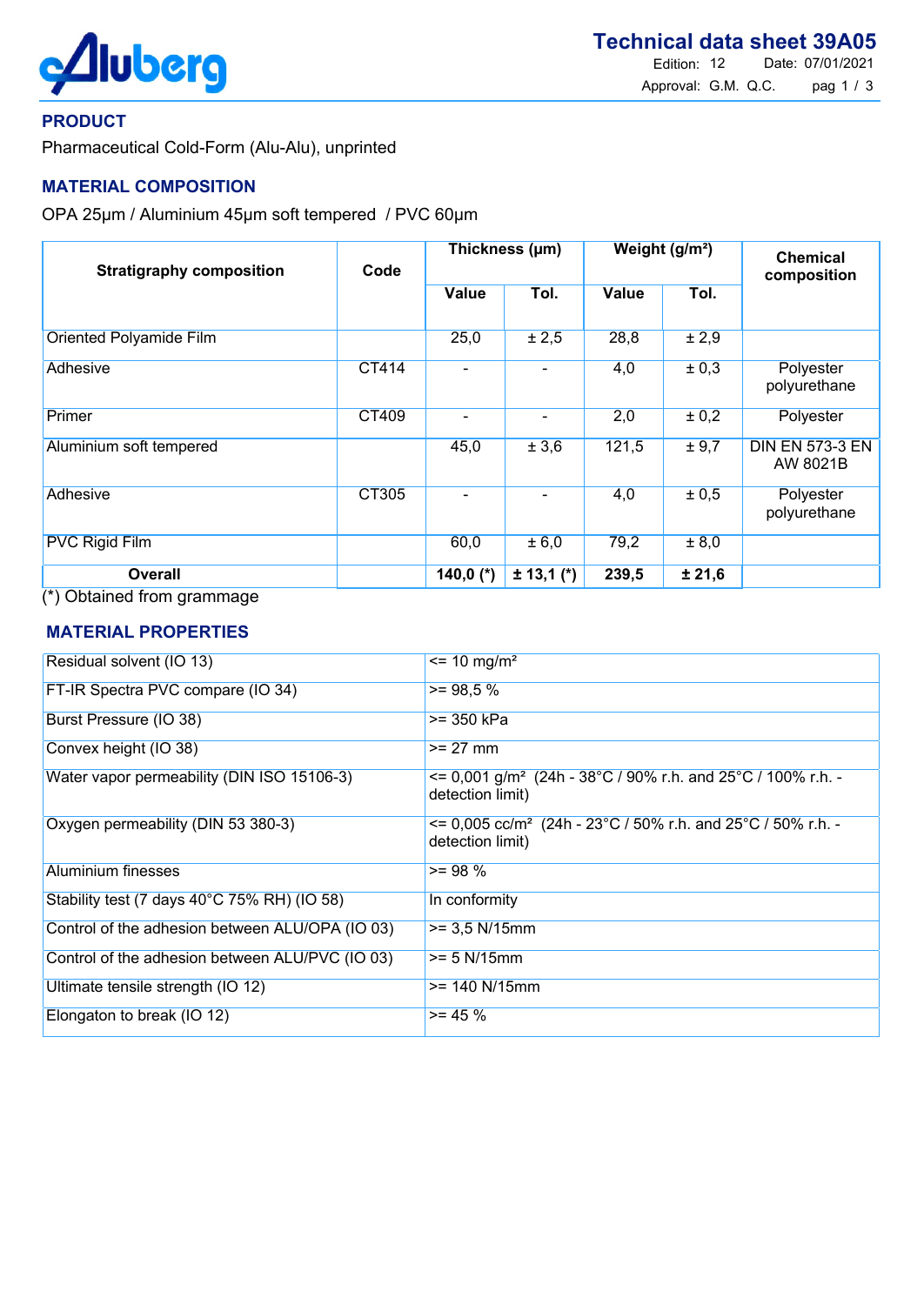# Technical data sheet 39A05

Edition: 12 Date: 07/01/2021
Approval: G.M. Q.C.

## PRODUCT

Pharmaceutical Cold-Form (Alu-Alu), unprinted

## MATERIAL COMPOSITION

OPA 25µm / Aluminium 45µm soft tempered / PVC 60µm

| Stratigraphy composition | Code | Thickness (µm) | | Weight (g/m²) | | Chemical composition |
|---|---|---|---|---|---|---|
| | | Value | Tol. | Value | Tol. | |
| Oriented Polyamide Film | | 25,0 | ± 2,5 | 28,8 | ± 2,9 | |
| Adhesive | CT414 | - | - | 4,0 | ± 0,3 | Polyester polyurethane |
| Primer | CT409 | - | - | 2,0 | ± 0,2 | Polyester |
| Aluminium soft tempered | | 45,0 | ± 3,6 | 121,5 | ± 9,7 | DIN EN 573-3 EN AW 8021B |
| Adhesive | CT305 | - | - | 4,0 | ± 0,5 | Polyester polyurethane |
| PVC Rigid Film | | 60,0 | ± 6,0 | 79,2 | ± 8,0 | |
| **Overall** | | **140,0 (*)** | **± 13,1 (*)** | **239,5** | **± 21,6** | |

(*) Obtained from grammage

## MATERIAL PROPERTIES

| Property | Value |
|---|---|
| Residual solvent (IO 13) | <= 10 mg/m² |
| FT-IR Spectra PVC compare (IO 34) | >= 98,5 % |
| Burst Pressure (IO 38) | >= 350 kPa |
| Convex height (IO 38) | >= 27 mm |
| Water vapor permeability (DIN ISO 15106-3) | <= 0,001 g/m² (24h - 38°C / 90% r.h. and 25°C / 100% r.h. - detection limit) |
| Oxygen permeability (DIN 53 380-3) | <= 0,005 cc/m² (24h - 23°C / 50% r.h. and 25°C / 50% r.h. - detection limit) |
| Aluminium finesses | >= 98 % |
| Stability test (7 days 40°C 75% RH) (IO 58) | In conformity |
| Control of the adhesion between ALU/OPA (IO 03) | >= 3,5 N/15mm |
| Control of the adhesion between ALU/PVC (IO 03) | >= 5 N/15mm |
| Ultimate tensile strength (IO 12) | >= 140 N/15mm |
| Elongaton to break (IO 12) | >= 45 % |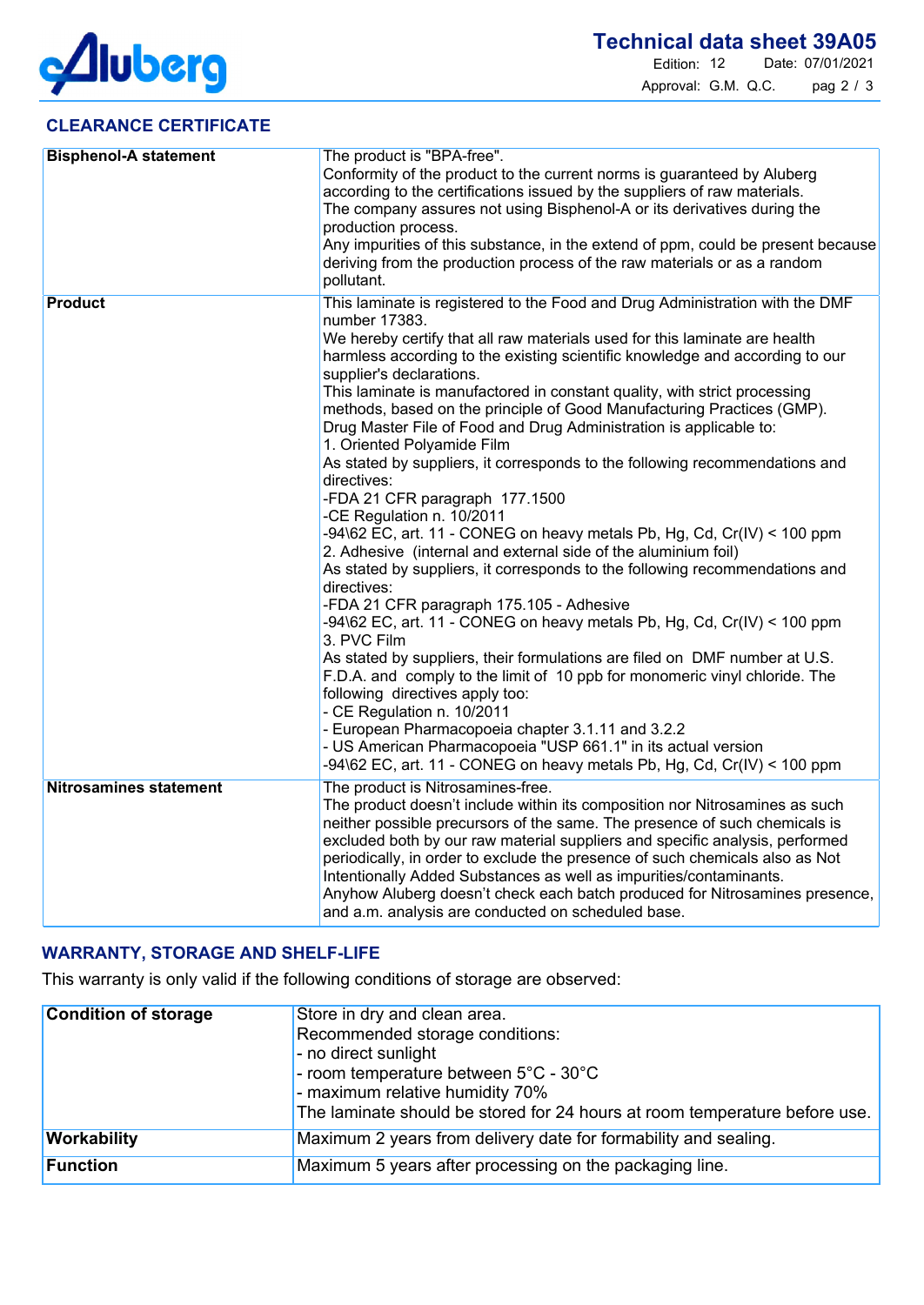## CLEARANCE CERTIFICATE

| | |
|---|---|
| **Bisphenol-A statement** | The product is "BPA-free".<br>Conformity of the product to the current norms is guaranteed by Aluberg according to the certifications issued by the suppliers of raw materials.<br>The company assures not using Bisphenol-A or its derivatives during the production process.<br>Any impurities of this substance, in the extend of ppm, could be present because deriving from the production process of the raw materials or as a random pollutant. |
| **Product** | This laminate is registered to the Food and Drug Administration with the DMF number 17383.<br>We hereby certify that all raw materials used for this laminate are health harmless according to the existing scientific knowledge and according to our supplier's declarations.<br>This laminate is manufactored in constant quality, with strict processing methods, based on the principle of Good Manufacturing Practices (GMP).<br>Drug Master File of Food and Drug Administration is applicable to:<br>1. Oriented Polyamide Film<br>As stated by suppliers, it corresponds to the following recommendations and directives:<br>-FDA 21 CFR paragraph 177.1500<br>-CE Regulation n. 10/2011<br>-94\62 EC, art. 11 - CONEG on heavy metals Pb, Hg, Cd, Cr(IV) < 100 ppm<br>2. Adhesive (internal and external side of the aluminium foil)<br>As stated by suppliers, it corresponds to the following recommendations and directives:<br>-FDA 21 CFR paragraph 175.105 - Adhesive<br>-94\62 EC, art. 11 - CONEG on heavy metals Pb, Hg, Cd, Cr(IV) < 100 ppm<br>3. PVC Film<br>As stated by suppliers, their formulations are filed on DMF number at U.S. F.D.A. and comply to the limit of 10 ppb for monomeric vinyl chloride. The following directives apply too:<br>- CE Regulation n. 10/2011<br>- European Pharmacopoeia chapter 3.1.11 and 3.2.2<br>- US American Pharmacopoeia "USP 661.1" in its actual version<br>-94\62 EC, art. 11 - CONEG on heavy metals Pb, Hg, Cd, Cr(IV) < 100 ppm |
| **Nitrosamines statement** | The product is Nitrosamines-free.<br>The product doesn't include within its composition nor Nitrosamines as such neither possible precursors of the same. The presence of such chemicals is excluded both by our raw material suppliers and specific analysis, performed periodically, in order to exclude the presence of such chemicals also as Not Intentionally Added Substances as well as impurities/contaminants.<br>Anyhow Aluberg doesn't check each batch produced for Nitrosamines presence, and a.m. analysis are conducted on scheduled base. |

## WARRANTY, STORAGE AND SHELF-LIFE

This warranty is only valid if the following conditions of storage are observed:

| | |
|---|---|
| **Condition of storage** | Store in dry and clean area.<br>Recommended storage conditions:<br>- no direct sunlight<br>- room temperature between 5°C - 30°C<br>- maximum relative humidity 70%<br>The laminate should be stored for 24 hours at room temperature before use. |
| **Workability** | Maximum 2 years from delivery date for formability and sealing. |
| **Function** | Maximum 5 years after processing on the packaging line. |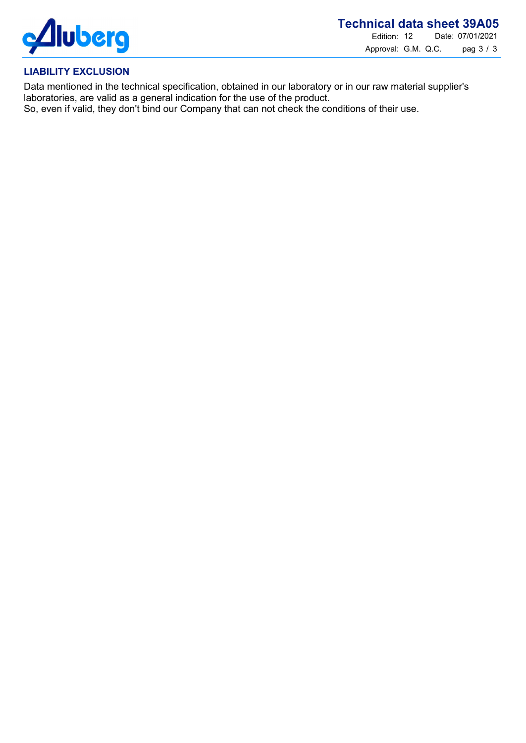## LIABILITY EXCLUSION

Data mentioned in the technical specification, obtained in our laboratory or in our raw material supplier's laboratories, are valid as a general indication for the use of the product.
So, even if valid, they don't bind our Company that can not check the conditions of their use.